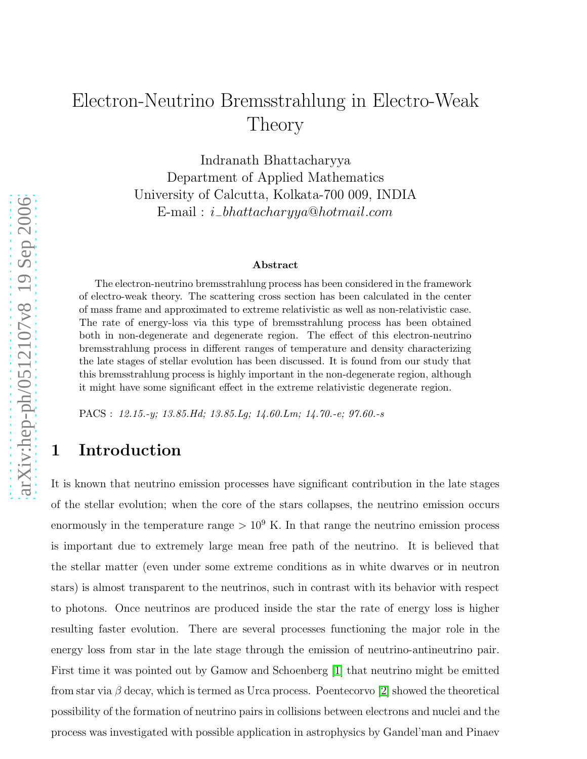# Electron-Neutrino Bremsstrahlung in Electro-Weak Theory

Indranath Bhattacharyya
Department of Applied Mathematics
University of Calcutta, Kolkata-700 009, INDIA
E-mail : *i_bhattacharyya@hotmail.com*

### Abstract

The electron-neutrino bremsstrahlung process has been considered in the framework of electro-weak theory. The scattering cross section has been calculated in the center of mass frame and approximated to extreme relativistic as well as non-relativistic case. The rate of energy-loss via this type of bremsstrahlung process has been obtained both in non-degenerate and degenerate region. The effect of this electron-neutrino bremsstrahlung process in different ranges of temperature and density characterizing the late stages of stellar evolution has been discussed. It is found from our study that this bremsstrahlung process is highly important in the non-degenerate region, although it might have some significant effect in the extreme relativistic degenerate region.

PACS : *12.15.-y; 13.85.Hd; 13.85.Lg; 14.60.Lm; 14.70.-e; 97.60.-s*

## 1 Introduction

It is known that neutrino emission processes have significant contribution in the late stages of the stellar evolution; when the core of the stars collapses, the neutrino emission occurs enormously in the temperature range $> 10^9$ K. In that range the neutrino emission process is important due to extremely large mean free path of the neutrino. It is believed that the stellar matter (even under some extreme conditions as in white dwarves or in neutron stars) is almost transparent to the neutrinos, such in contrast with its behavior with respect to photons. Once neutrinos are produced inside the star the rate of energy loss is higher resulting faster evolution. There are several processes functioning the major role in the energy loss from star in the late stage through the emission of neutrino-antineutrino pair. First time it was pointed out by Gamow and Schoenberg [1] that neutrino might be emitted from star via $\beta$ decay, which is termed as Urca process. Poentecorvo [2] showed the theoretical possibility of the formation of neutrino pairs in collisions between electrons and nuclei and the process was investigated with possible application in astrophysics by Gandel'man and Pinaev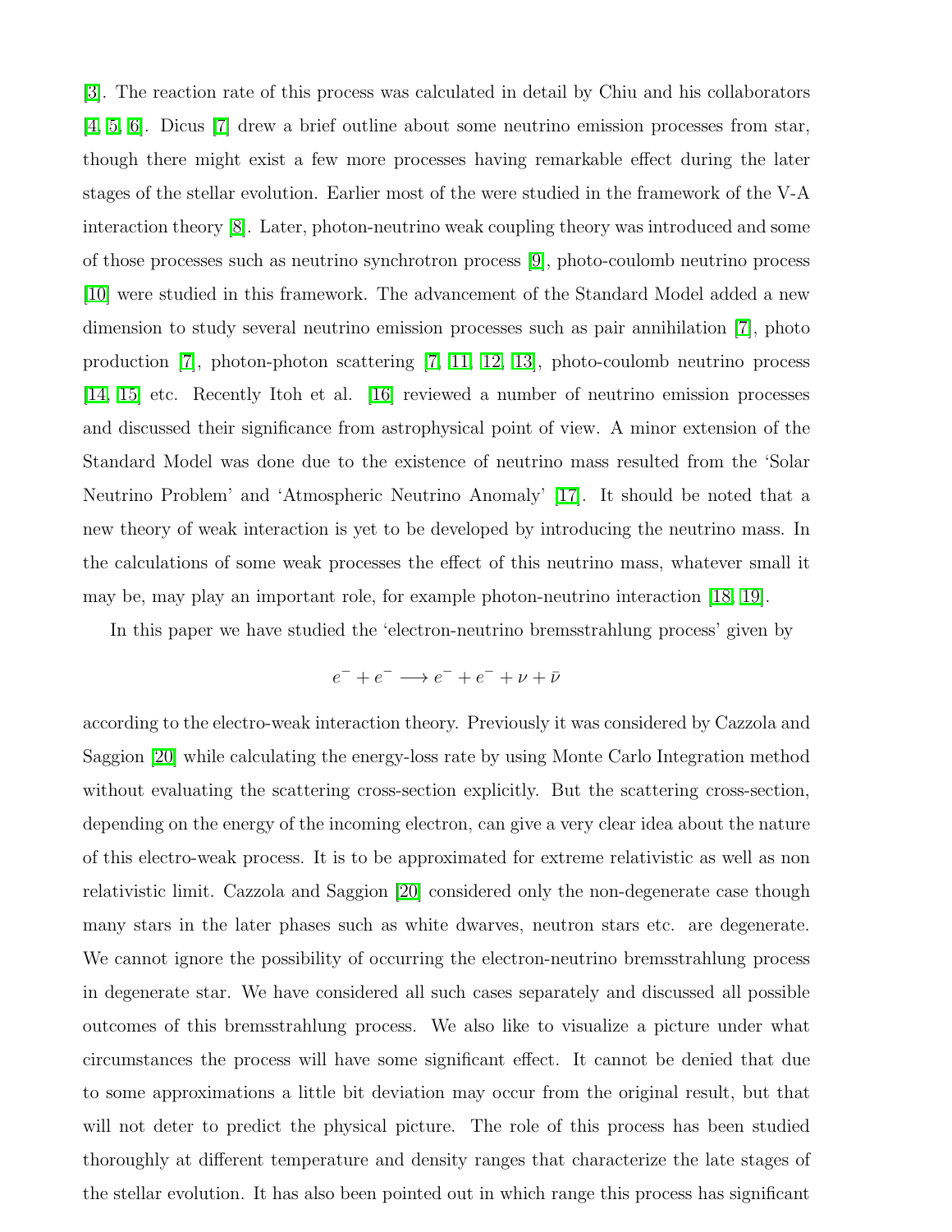[3]. The reaction rate of this process was calculated in detail by Chiu and his collaborators [4, 5, 6]. Dicus [7] drew a brief outline about some neutrino emission processes from star, though there might exist a few more processes having remarkable effect during the later stages of the stellar evolution. Earlier most of the were studied in the framework of the V-A interaction theory [8]. Later, photon-neutrino weak coupling theory was introduced and some of those processes such as neutrino synchrotron process [9], photo-coulomb neutrino process [10] were studied in this framework. The advancement of the Standard Model added a new dimension to study several neutrino emission processes such as pair annihilation [7], photo production [7], photon-photon scattering [7, 11, 12, 13], photo-coulomb neutrino process [14, 15] etc. Recently Itoh et al. [16] reviewed a number of neutrino emission processes and discussed their significance from astrophysical point of view. A minor extension of the Standard Model was done due to the existence of neutrino mass resulted from the 'Solar Neutrino Problem' and 'Atmospheric Neutrino Anomaly' [17]. It should be noted that a new theory of weak interaction is yet to be developed by introducing the neutrino mass. In the calculations of some weak processes the effect of this neutrino mass, whatever small it may be, may play an important role, for example photon-neutrino interaction [18, 19].

In this paper we have studied the 'electron-neutrino bremsstrahlung process' given by

$$e^- + e^- \longrightarrow e^- + e^- + \nu + \bar{\nu}$$

according to the electro-weak interaction theory. Previously it was considered by Cazzola and Saggion [20] while calculating the energy-loss rate by using Monte Carlo Integration method without evaluating the scattering cross-section explicitly. But the scattering cross-section, depending on the energy of the incoming electron, can give a very clear idea about the nature of this electro-weak process. It is to be approximated for extreme relativistic as well as non relativistic limit. Cazzola and Saggion [20] considered only the non-degenerate case though many stars in the later phases such as white dwarves, neutron stars etc. are degenerate. We cannot ignore the possibility of occurring the electron-neutrino bremsstrahlung process in degenerate star. We have considered all such cases separately and discussed all possible outcomes of this bremsstrahlung process. We also like to visualize a picture under what circumstances the process will have some significant effect. It cannot be denied that due to some approximations a little bit deviation may occur from the original result, but that will not deter to predict the physical picture. The role of this process has been studied thoroughly at different temperature and density ranges that characterize the late stages of the stellar evolution. It has also been pointed out in which range this process has significant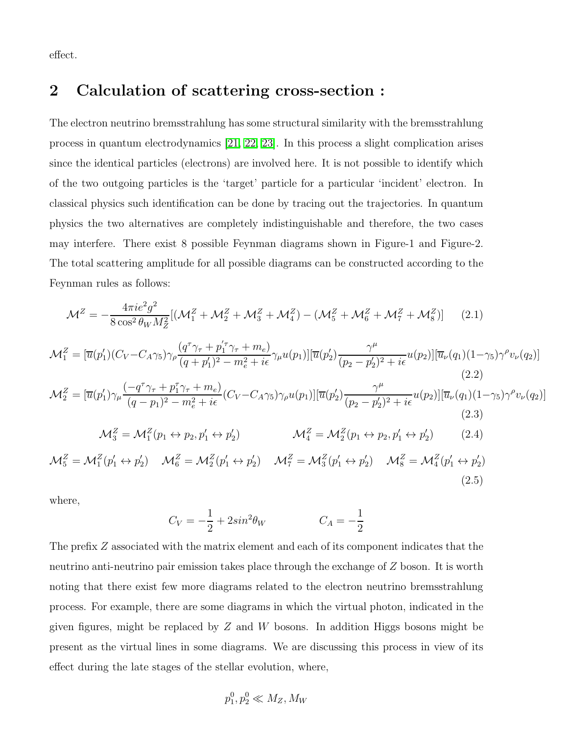effect.

## 2 Calculation of scattering cross-section :

The electron neutrino bremsstrahlung has some structural similarity with the bremsstrahlung process in quantum electrodynamics [21, 22, 23]. In this process a slight complication arises since the identical particles (electrons) are involved here. It is not possible to identify which of the two outgoing particles is the 'target' particle for a particular 'incident' electron. In classical physics such identification can be done by tracing out the trajectories. In quantum physics the two alternatives are completely indistinguishable and therefore, the two cases may interfere. There exist 8 possible Feynman diagrams shown in Figure-1 and Figure-2. The total scattering amplitude for all possible diagrams can be constructed according to the Feynman rules as follows:

$$\mathcal{M}^Z = -\frac{4\pi i e^2 g^2}{8\cos^2\theta_W M_Z^2}[(\mathcal{M}_1^Z + \mathcal{M}_2^Z + \mathcal{M}_3^Z + \mathcal{M}_4^Z) - (\mathcal{M}_5^Z + \mathcal{M}_6^Z + \mathcal{M}_7^Z + \mathcal{M}_8^Z)] \tag{2.1}$$

$$\mathcal{M}_1^Z = [\overline{u}(p_1')(C_V - C_A\gamma_5)\gamma_\rho \frac{(q^\tau\gamma_\tau + p_1'^\tau\gamma_\tau + m_e)}{(q+p_1')^2 - m_e^2 + i\epsilon}\gamma_\mu u(p_1)][\overline{u}(p_2')\frac{\gamma^\mu}{(p_2 - p_2')^2 + i\epsilon}u(p_2)][\overline{u}_\nu(q_1)(1-\gamma_5)\gamma^\rho v_\nu(q_2)] \tag{2.2}$$

$$\mathcal{M}_2^Z = [\overline{u}(p_1')\gamma_\mu \frac{(-q^\tau\gamma_\tau + p_1^\tau\gamma_\tau + m_e)}{(q-p_1)^2 - m_e^2 + i\epsilon}(C_V - C_A\gamma_5)\gamma_\rho u(p_1)][\overline{u}(p_2')\frac{\gamma^\mu}{(p_2 - p_2')^2 + i\epsilon}u(p_2)][\overline{u}_\nu(q_1)(1-\gamma_5)\gamma^\rho v_\nu(q_2)] \tag{2.3}$$

$$\mathcal{M}_3^Z = \mathcal{M}_1^Z(p_1 \leftrightarrow p_2, p_1' \leftrightarrow p_2') \qquad \mathcal{M}_4^Z = \mathcal{M}_2^Z(p_1 \leftrightarrow p_2, p_1' \leftrightarrow p_2') \tag{2.4}$$

$$\mathcal{M}_5^Z = \mathcal{M}_1^Z(p_1' \leftrightarrow p_2') \quad \mathcal{M}_6^Z = \mathcal{M}_2^Z(p_1' \leftrightarrow p_2') \quad \mathcal{M}_7^Z = \mathcal{M}_3^Z(p_1' \leftrightarrow p_2') \quad \mathcal{M}_8^Z = \mathcal{M}_4^Z(p_1' \leftrightarrow p_2') \tag{2.5}$$

where,

$$C_V = -\frac{1}{2} + 2sin^2\theta_W \qquad\qquad C_A = -\frac{1}{2}$$

The prefix $Z$ associated with the matrix element and each of its component indicates that the neutrino anti-neutrino pair emission takes place through the exchange of $Z$ boson. It is worth noting that there exist few more diagrams related to the electron neutrino bremsstrahlung process. For example, there are some diagrams in which the virtual photon, indicated in the given figures, might be replaced by $Z$ and $W$ bosons. In addition Higgs bosons might be present as the virtual lines in some diagrams. We are discussing this process in view of its effect during the late stages of the stellar evolution, where,

$$p_1^0, p_2^0 \ll M_Z, M_W$$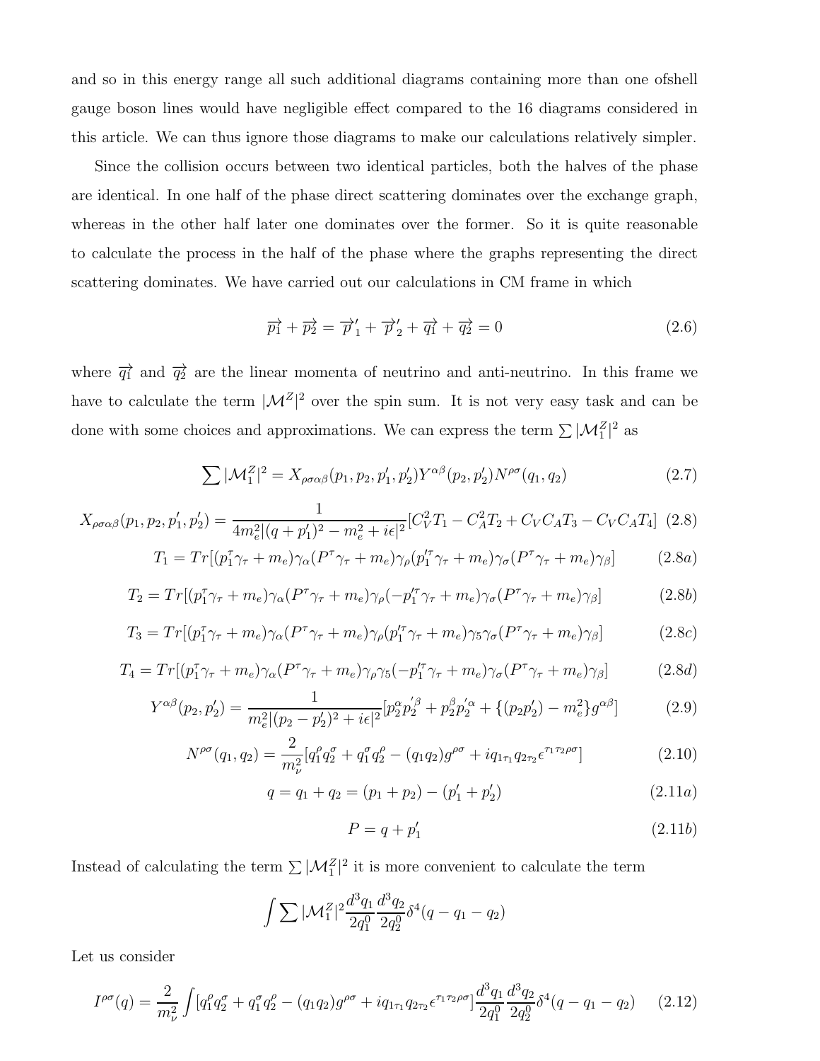and so in this energy range all such additional diagrams containing more than one ofshell gauge boson lines would have negligible effect compared to the 16 diagrams considered in this article. We can thus ignore those diagrams to make our calculations relatively simpler.

Since the collision occurs between two identical particles, both the halves of the phase are identical. In one half of the phase direct scattering dominates over the exchange graph, whereas in the other half later one dominates over the former. So it is quite reasonable to calculate the process in the half of the phase where the graphs representing the direct scattering dominates. We have carried out our calculations in CM frame in which

$$\overrightarrow{p_1} + \overrightarrow{p_2} = \overrightarrow{p}'_1 + \overrightarrow{p}'_2 + \overrightarrow{q_1} + \overrightarrow{q_2} = 0 \tag{2.6}$$

where $\overrightarrow{q_1}$ and $\overrightarrow{q_2}$ are the linear momenta of neutrino and anti-neutrino. In this frame we have to calculate the term $|\mathcal{M}^Z|^2$ over the spin sum. It is not very easy task and can be done with some choices and approximations. We can express the term $\sum |\mathcal{M}_1^Z|^2$ as

$$\sum |\mathcal{M}_1^Z|^2 = X_{\rho\sigma\alpha\beta}(p_1, p_2, p'_1, p'_2) Y^{\alpha\beta}(p_2, p'_2) N^{\rho\sigma}(q_1, q_2) \tag{2.7}$$

$$X_{\rho\sigma\alpha\beta}(p_1, p_2, p'_1, p'_2) = \frac{1}{4m_e^2|(q+p'_1)^2 - m_e^2 + i\epsilon|^2}[C_V^2 T_1 - C_A^2 T_2 + C_V C_A T_3 - C_V C_A T_4] \tag{2.8}$$

$$T_1 = Tr[(p_1^\tau \gamma_\tau + m_e)\gamma_\alpha (P^\tau \gamma_\tau + m_e)\gamma_\rho (p_1'^\tau \gamma_\tau + m_e)\gamma_\sigma (P^\tau \gamma_\tau + m_e)\gamma_\beta] \tag{2.8a}$$

$$T_2 = Tr[(p_1^\tau \gamma_\tau + m_e)\gamma_\alpha (P^\tau \gamma_\tau + m_e)\gamma_\rho (-p_1'^\tau \gamma_\tau + m_e)\gamma_\sigma (P^\tau \gamma_\tau + m_e)\gamma_\beta] \tag{2.8b}$$

$$T_3 = Tr[(p_1^\tau \gamma_\tau + m_e)\gamma_\alpha (P^\tau \gamma_\tau + m_e)\gamma_\rho (p_1'^\tau \gamma_\tau + m_e)\gamma_5 \gamma_\sigma (P^\tau \gamma_\tau + m_e)\gamma_\beta] \tag{2.8c}$$

$$T_4 = Tr[(p_1^\tau \gamma_\tau + m_e)\gamma_\alpha (P^\tau \gamma_\tau + m_e)\gamma_\rho \gamma_5 (-p_1'^\tau \gamma_\tau + m_e)\gamma_\sigma (P^\tau \gamma_\tau + m_e)\gamma_\beta] \tag{2.8d}$$

$$Y^{\alpha\beta}(p_2, p'_2) = \frac{1}{m_e^2|(p_2 - p'_2)^2 + i\epsilon|^2}[p_2^\alpha p_2'^\beta + p_2^\beta p_2'^\alpha + \{(p_2 p'_2) - m_e^2\} g^{\alpha\beta}] \tag{2.9}$$

$$N^{\rho\sigma}(q_1, q_2) = \frac{2}{m_\nu^2}[q_1^\rho q_2^\sigma + q_1^\sigma q_2^\rho - (q_1 q_2) g^{\rho\sigma} + i q_{1\tau_1} q_{2\tau_2} \epsilon^{\tau_1 \tau_2 \rho\sigma}] \tag{2.10}$$

$$q = q_1 + q_2 = (p_1 + p_2) - (p'_1 + p'_2) \tag{2.11a}$$

$$P = q + p'_1 \tag{2.11b}$$

Instead of calculating the term $\sum |\mathcal{M}_1^Z|^2$ it is more convenient to calculate the term

$$\int \sum |\mathcal{M}_1^Z|^2 \frac{d^3 q_1}{2q_1^0} \frac{d^3 q_2}{2q_2^0} \delta^4(q - q_1 - q_2)$$

Let us consider

$$I^{\rho\sigma}(q) = \frac{2}{m_\nu^2} \int [q_1^\rho q_2^\sigma + q_1^\sigma q_2^\rho - (q_1 q_2) g^{\rho\sigma} + i q_{1\tau_1} q_{2\tau_2} \epsilon^{\tau_1 \tau_2 \rho\sigma}] \frac{d^3 q_1}{2q_1^0} \frac{d^3 q_2}{2q_2^0} \delta^4(q - q_1 - q_2) \tag{2.12}$$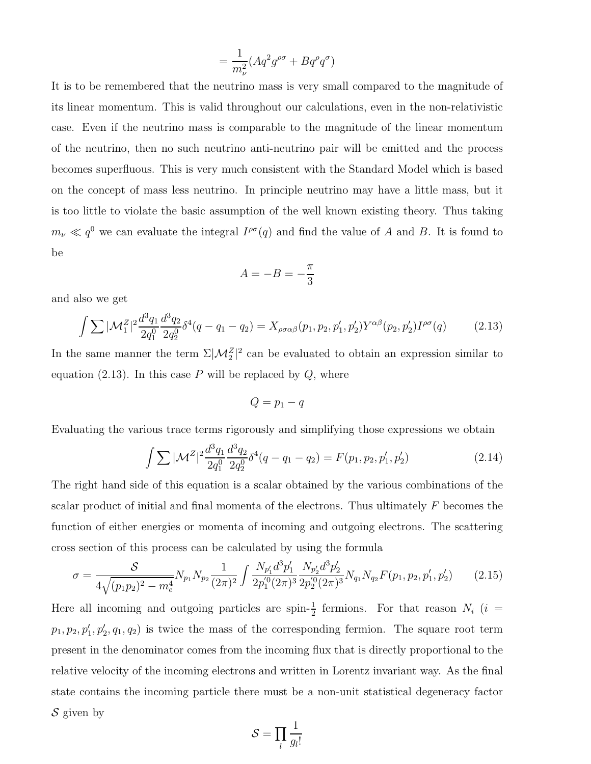$$= \frac{1}{m_\nu^2}(Aq^2 g^{\rho\sigma} + Bq^\rho q^\sigma)$$

It is to be remembered that the neutrino mass is very small compared to the magnitude of its linear momentum. This is valid throughout our calculations, even in the non-relativistic case. Even if the neutrino mass is comparable to the magnitude of the linear momentum of the neutrino, then no such neutrino anti-neutrino pair will be emitted and the process becomes superfluous. This is very much consistent with the Standard Model which is based on the concept of mass less neutrino. In principle neutrino may have a little mass, but it is too little to violate the basic assumption of the well known existing theory. Thus taking $m_\nu \ll q^0$ we can evaluate the integral $I^{\rho\sigma}(q)$ and find the value of $A$ and $B$. It is found to be

$$A = -B = -\frac{\pi}{3}$$

and also we get

$$\int \sum |\mathcal{M}_1^Z|^2 \frac{d^3q_1}{2q_1^0}\frac{d^3q_2}{2q_2^0}\delta^4(q - q_1 - q_2) = X_{\rho\sigma\alpha\beta}(p_1, p_2, p_1', p_2')Y^{\alpha\beta}(p_2, p_2')I^{\rho\sigma}(q) \tag{2.13}$$

In the same manner the term $\Sigma|\mathcal{M}_2^Z|^2$ can be evaluated to obtain an expression similar to equation (2.13). In this case $P$ will be replaced by $Q$, where

$$Q = p_1 - q$$

Evaluating the various trace terms rigorously and simplifying those expressions we obtain

$$\int \sum |\mathcal{M}^Z|^2 \frac{d^3q_1}{2q_1^0}\frac{d^3q_2}{2q_2^0}\delta^4(q - q_1 - q_2) = F(p_1, p_2, p_1', p_2') \tag{2.14}$$

The right hand side of this equation is a scalar obtained by the various combinations of the scalar product of initial and final momenta of the electrons. Thus ultimately $F$ becomes the function of either energies or momenta of incoming and outgoing electrons. The scattering cross section of this process can be calculated by using the formula

$$\sigma = \frac{\mathcal{S}}{4\sqrt{(p_1p_2)^2 - m_e^4}}N_{p_1}N_{p_2}\frac{1}{(2\pi)^2}\int \frac{N_{p_1'}d^3p_1'}{2p_1'^0(2\pi)^3}\frac{N_{p_2'}d^3p_2'}{2p_2'^0(2\pi)^3}N_{q_1}N_{q_2}F(p_1, p_2, p_1', p_2') \tag{2.15}$$

Here all incoming and outgoing particles are spin-$\frac{1}{2}$ fermions. For that reason $N_i$ ($i = p_1, p_2, p_1', p_2', q_1, q_2$) is twice the mass of the corresponding fermion. The square root term present in the denominator comes from the incoming flux that is directly proportional to the relative velocity of the incoming electrons and written in Lorentz invariant way. As the final state contains the incoming particle there must be a non-unit statistical degeneracy factor $\mathcal{S}$ given by

$$\mathcal{S} = \prod_l \frac{1}{g_l!}$$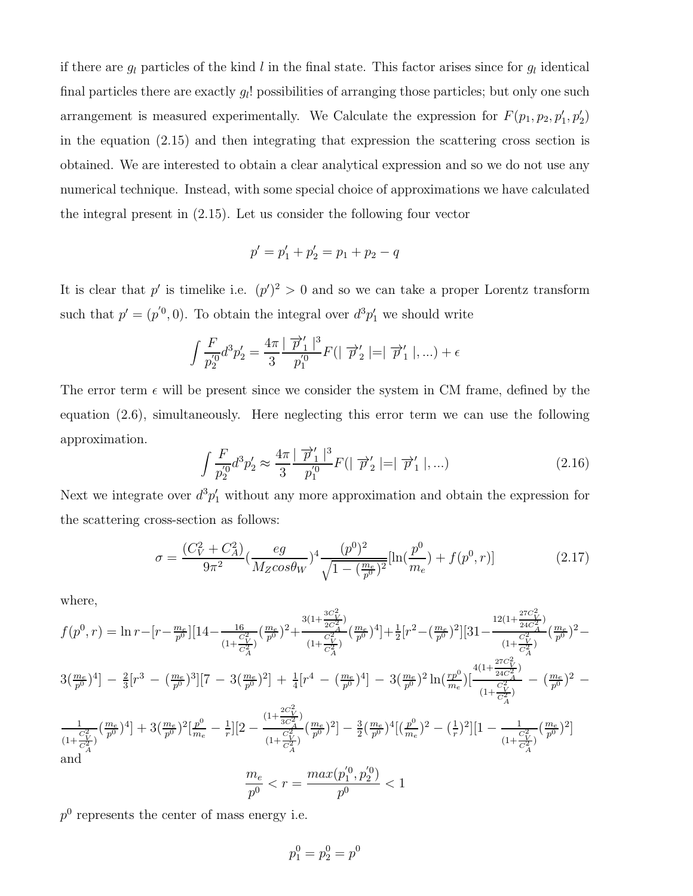if there are $g_l$ particles of the kind $l$ in the final state. This factor arises since for $g_l$ identical final particles there are exactly $g_l!$ possibilities of arranging those particles; but only one such arrangement is measured experimentally. We Calculate the expression for $F(p_1, p_2, p_1', p_2')$ in the equation (2.15) and then integrating that expression the scattering cross section is obtained. We are interested to obtain a clear analytical expression and so we do not use any numerical technique. Instead, with some special choice of approximations we have calculated the integral present in (2.15). Let us consider the following four vector

$$p' = p_1' + p_2' = p_1 + p_2 - q$$

It is clear that $p'$ is timelike i.e. $(p')^2 > 0$ and so we can take a proper Lorentz transform such that $p' = (p'^0, 0)$. To obtain the integral over $d^3p_1'$ we should write

$$\int \frac{F}{p_2'^0} d^3p_2' = \frac{4\pi}{3} \frac{|\overrightarrow{p}_1'|^3}{p_1'^0} F(|\overrightarrow{p}_2'| = |\overrightarrow{p}_1'|, ...) + \epsilon$$

The error term $\epsilon$ will be present since we consider the system in CM frame, defined by the equation (2.6), simultaneously. Here neglecting this error term we can use the following approximation.

$$\int \frac{F}{p_2'^0} d^3p_2' \approx \frac{4\pi}{3} \frac{|\overrightarrow{p}_1'|^3}{p_1'^0} F(|\overrightarrow{p}_2'| = |\overrightarrow{p}_1'|, ...) \tag{2.16}$$

Next we integrate over $d^3p_1'$ without any more approximation and obtain the expression for the scattering cross-section as follows:

$$\sigma = \frac{(C_V^2 + C_A^2)}{9\pi^2} \left(\frac{eg}{M_Z cos\theta_W}\right)^4 \frac{(p^0)^2}{\sqrt{1 - (\frac{m_e}{p^0})^2}} [\ln(\frac{p^0}{m_e}) + f(p^0, r)] \tag{2.17}$$

where,

$$f(p^0, r) = \ln r - [r - \tfrac{m_e}{p^0}][14 - \frac{16}{(1+\frac{C_V^2}{C_A^2})}(\tfrac{m_e}{p^0})^2 + \frac{3(1+\frac{3C_V^2}{2C_A^2})}{(1+\frac{C_V^2}{C_A^2})}(\tfrac{m_e}{p^0})^4] + \tfrac{1}{2}[r^2 - (\tfrac{m_e}{p^0})^2][31 - \frac{12(1+\frac{27C_V^2}{24C_A^2})}{(1+\frac{C_V^2}{C_A^2})}(\tfrac{m_e}{p^0})^2 - 3(\tfrac{m_e}{p^0})^4] - \tfrac{2}{3}[r^3 - (\tfrac{m_e}{p^0})^3][7 - 3(\tfrac{m_e}{p^0})^2] + \tfrac{1}{4}[r^4 - (\tfrac{m_e}{p^0})^4] - 3(\tfrac{m_e}{p^0})^2 \ln(\tfrac{rp^0}{m_e})[\frac{4(1+\frac{27C_V^2}{24C_A^2})}{(1+\frac{C_V^2}{C_A^2})} - (\tfrac{m_e}{p^0})^2 - \frac{1}{(1+\frac{C_V^2}{C_A^2})}(\tfrac{m_e}{p^0})^4] + 3(\tfrac{m_e}{p^0})^2[\tfrac{p^0}{m_e} - \tfrac{1}{r}][2 - \frac{(1+\frac{2C_V^2}{3C_A^2})}{(1+\frac{C_V^2}{C_A^2})}(\tfrac{m_e}{p^0})^2] - \tfrac{3}{2}(\tfrac{m_e}{p^0})^4[(\tfrac{p^0}{m_e})^2 - (\tfrac{1}{r})^2][1 - \frac{1}{(1+\frac{C_V^2}{C_A^2})}(\tfrac{m_e}{p^0})^2]$$

and

$$\frac{m_e}{p^0} < r = \frac{max(p_1'^0, p_2'^0)}{p^0} < 1$$

$p^0$ represents the center of mass energy i.e.

$$p_1^0 = p_2^0 = p^0$$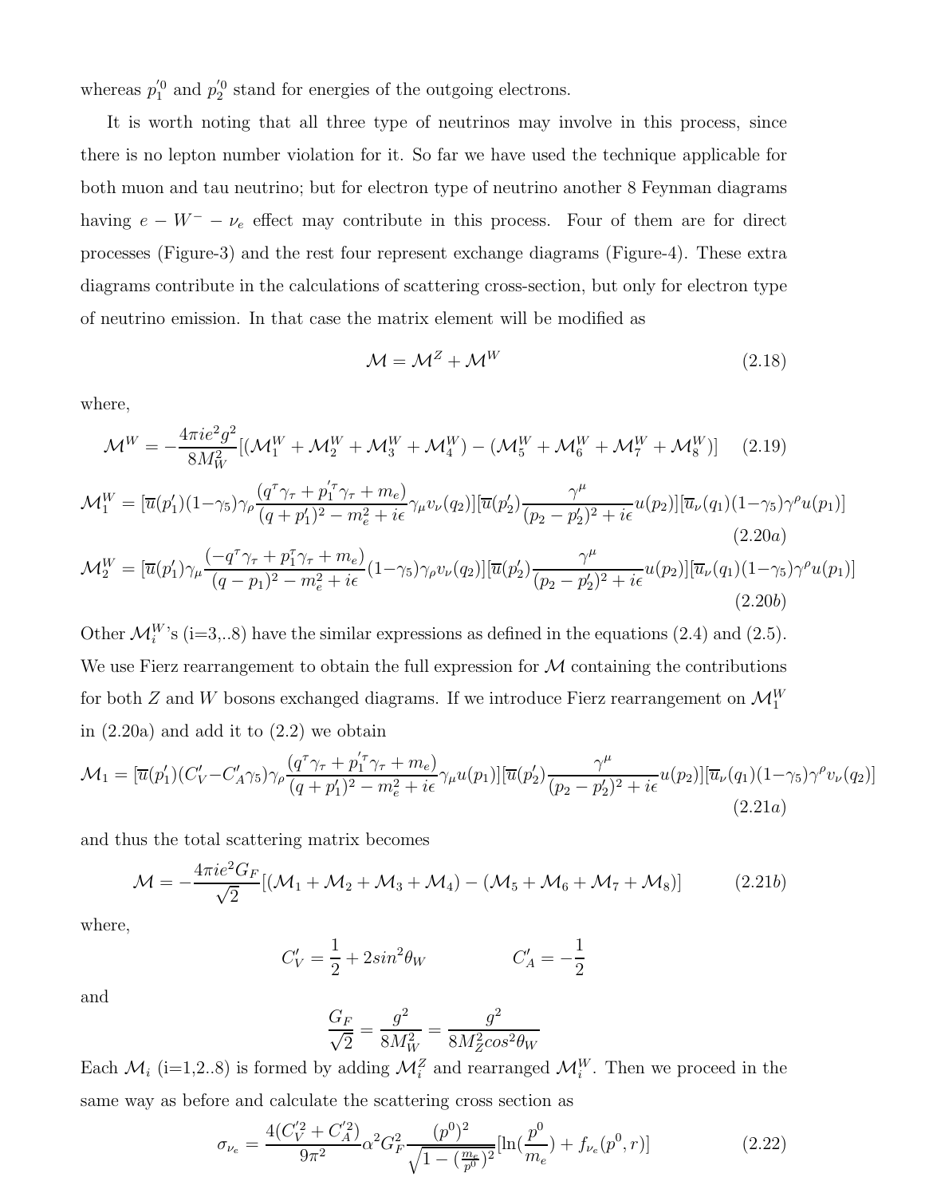whereas $p_1'^0$ and $p_2'^0$ stand for energies of the outgoing electrons.

It is worth noting that all three type of neutrinos may involve in this process, since there is no lepton number violation for it. So far we have used the technique applicable for both muon and tau neutrino; but for electron type of neutrino another 8 Feynman diagrams having $e - W^- - \nu_e$ effect may contribute in this process. Four of them are for direct processes (Figure-3) and the rest four represent exchange diagrams (Figure-4). These extra diagrams contribute in the calculations of scattering cross-section, but only for electron type of neutrino emission. In that case the matrix element will be modified as

$$\mathcal{M} = \mathcal{M}^Z + \mathcal{M}^W \tag{2.18}$$

where,

$$\mathcal{M}^W = -\frac{4\pi i e^2 g^2}{8M_W^2}[(\mathcal{M}_1^W + \mathcal{M}_2^W + \mathcal{M}_3^W + \mathcal{M}_4^W) - (\mathcal{M}_5^W + \mathcal{M}_6^W + \mathcal{M}_7^W + \mathcal{M}_8^W)] \tag{2.19}$$

$$\mathcal{M}_1^W = [\overline{u}(p_1')(1-\gamma_5)\gamma_\rho \frac{(q^\tau\gamma_\tau + p_1'^\tau\gamma_\tau + m_e)}{(q+p_1')^2 - m_e^2 + i\epsilon}\gamma_\mu v_\nu(q_2)][\overline{u}(p_2')\frac{\gamma^\mu}{(p_2-p_2')^2 + i\epsilon}u(p_2)][\overline{u}_\nu(q_1)(1-\gamma_5)\gamma^\rho u(p_1)] \tag{2.20a}$$

$$\mathcal{M}_2^W = [\overline{u}(p_1')\gamma_\mu \frac{(-q^\tau\gamma_\tau + p_1^\tau\gamma_\tau + m_e)}{(q-p_1)^2 - m_e^2 + i\epsilon}(1-\gamma_5)\gamma_\rho v_\nu(q_2)][\overline{u}(p_2')\frac{\gamma^\mu}{(p_2-p_2')^2 + i\epsilon}u(p_2)][\overline{u}_\nu(q_1)(1-\gamma_5)\gamma^\rho u(p_1)] \tag{2.20b}$$

Other $\mathcal{M}_i^W$'s (i=3,..8) have the similar expressions as defined in the equations (2.4) and (2.5). We use Fierz rearrangement to obtain the full expression for $\mathcal{M}$ containing the contributions for both $Z$ and $W$ bosons exchanged diagrams. If we introduce Fierz rearrangement on $\mathcal{M}_1^W$ in (2.20a) and add it to (2.2) we obtain

$$\mathcal{M}_1 = [\overline{u}(p_1')(C_V' - C_A'\gamma_5)\gamma_\rho \frac{(q^\tau\gamma_\tau + p_1'^\tau\gamma_\tau + m_e)}{(q+p_1')^2 - m_e^2 + i\epsilon}\gamma_\mu u(p_1)][\overline{u}(p_2')\frac{\gamma^\mu}{(p_2-p_2')^2 + i\epsilon}u(p_2)][\overline{u}_\nu(q_1)(1-\gamma_5)\gamma^\rho v_\nu(q_2)] \tag{2.21a}$$

and thus the total scattering matrix becomes

$$\mathcal{M} = -\frac{4\pi i e^2 G_F}{\sqrt{2}}[(\mathcal{M}_1 + \mathcal{M}_2 + \mathcal{M}_3 + \mathcal{M}_4) - (\mathcal{M}_5 + \mathcal{M}_6 + \mathcal{M}_7 + \mathcal{M}_8)] \tag{2.21b}$$

where,

$$C_V' = \frac{1}{2} + 2sin^2\theta_W \qquad\qquad C_A' = -\frac{1}{2}$$

and

$$\frac{G_F}{\sqrt{2}} = \frac{g^2}{8M_W^2} = \frac{g^2}{8M_Z^2 cos^2\theta_W}$$

Each $\mathcal{M}_i$ (i=1,2..8) is formed by adding $\mathcal{M}_i^Z$ and rearranged $\mathcal{M}_i^W$. Then we proceed in the same way as before and calculate the scattering cross section as

$$\sigma_{\nu_e} = \frac{4(C_V'^2 + C_A'^2)}{9\pi^2}\alpha^2 G_F^2 \frac{(p^0)^2}{\sqrt{1-(\frac{m_e}{p^0})^2}}[\ln(\frac{p^0}{m_e}) + f_{\nu_e}(p^0, r)] \tag{2.22}$$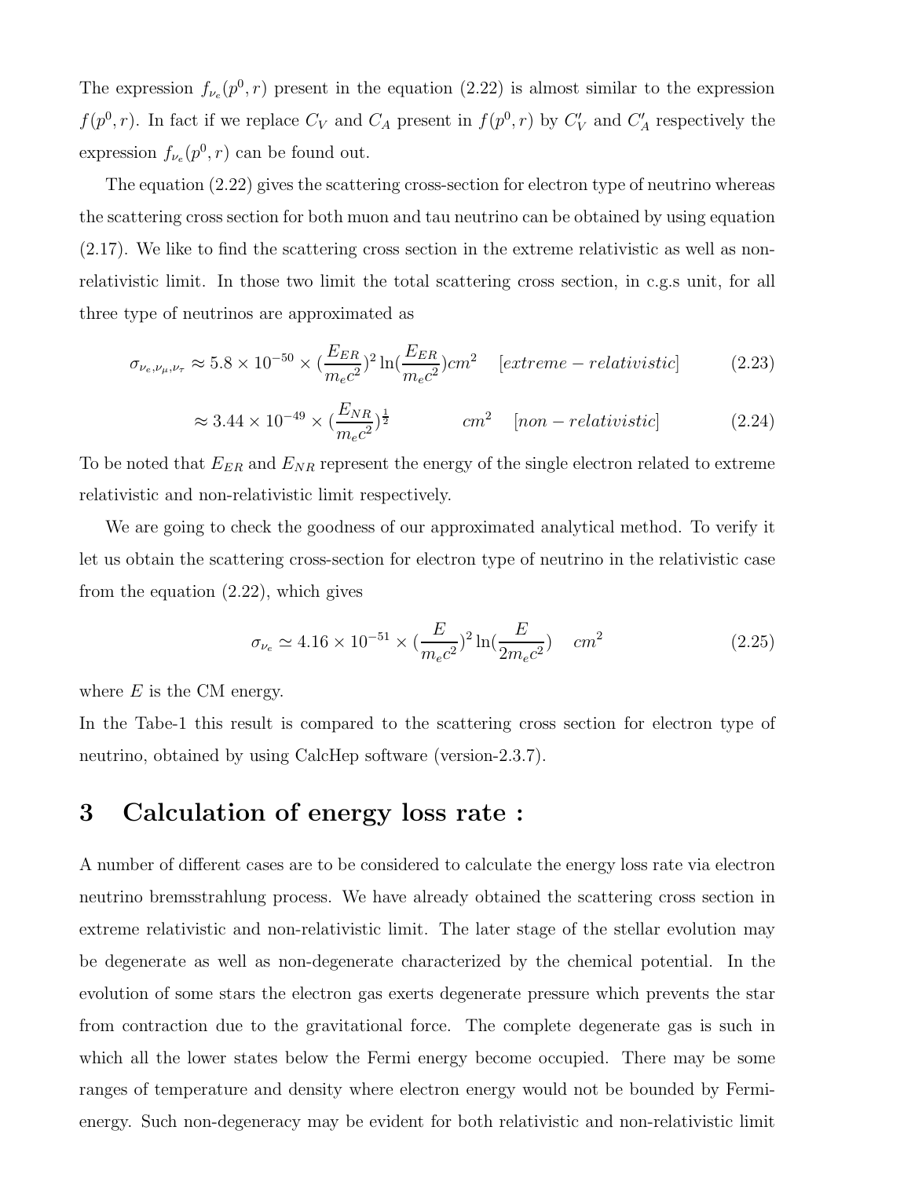The expression $f_{\nu_e}(p^0, r)$ present in the equation (2.22) is almost similar to the expression $f(p^0, r)$. In fact if we replace $C_V$ and $C_A$ present in $f(p^0, r)$ by $C'_V$ and $C'_A$ respectively the expression $f_{\nu_e}(p^0, r)$ can be found out.

The equation (2.22) gives the scattering cross-section for electron type of neutrino whereas the scattering cross section for both muon and tau neutrino can be obtained by using equation (2.17). We like to find the scattering cross section in the extreme relativistic as well as non-relativistic limit. In those two limit the total scattering cross section, in c.g.s unit, for all three type of neutrinos are approximated as

$$\sigma_{\nu_e,\nu_\mu,\nu_\tau} \approx 5.8 \times 10^{-50} \times (\frac{E_{ER}}{m_e c^2})^2 \ln(\frac{E_{ER}}{m_e c^2}) cm^2 \quad [extreme - relativistic] \tag{2.23}$$

$$\approx 3.44 \times 10^{-49} \times (\frac{E_{NR}}{m_e c^2})^{\frac{1}{2}} \quad cm^2 \quad [non - relativistic] \tag{2.24}$$

To be noted that $E_{ER}$ and $E_{NR}$ represent the energy of the single electron related to extreme relativistic and non-relativistic limit respectively.

We are going to check the goodness of our approximated analytical method. To verify it let us obtain the scattering cross-section for electron type of neutrino in the relativistic case from the equation (2.22), which gives

$$\sigma_{\nu_e} \simeq 4.16 \times 10^{-51} \times (\frac{E}{m_e c^2})^2 \ln(\frac{E}{2 m_e c^2}) \quad cm^2 \tag{2.25}$$

where $E$ is the CM energy.

In the Tabe-1 this result is compared to the scattering cross section for electron type of neutrino, obtained by using CalcHep software (version-2.3.7).

# 3 Calculation of energy loss rate :

A number of different cases are to be considered to calculate the energy loss rate via electron neutrino bremsstrahlung process. We have already obtained the scattering cross section in extreme relativistic and non-relativistic limit. The later stage of the stellar evolution may be degenerate as well as non-degenerate characterized by the chemical potential. In the evolution of some stars the electron gas exerts degenerate pressure which prevents the star from contraction due to the gravitational force. The complete degenerate gas is such in which all the lower states below the Fermi energy become occupied. There may be some ranges of temperature and density where electron energy would not be bounded by Fermi-energy. Such non-degeneracy may be evident for both relativistic and non-relativistic limit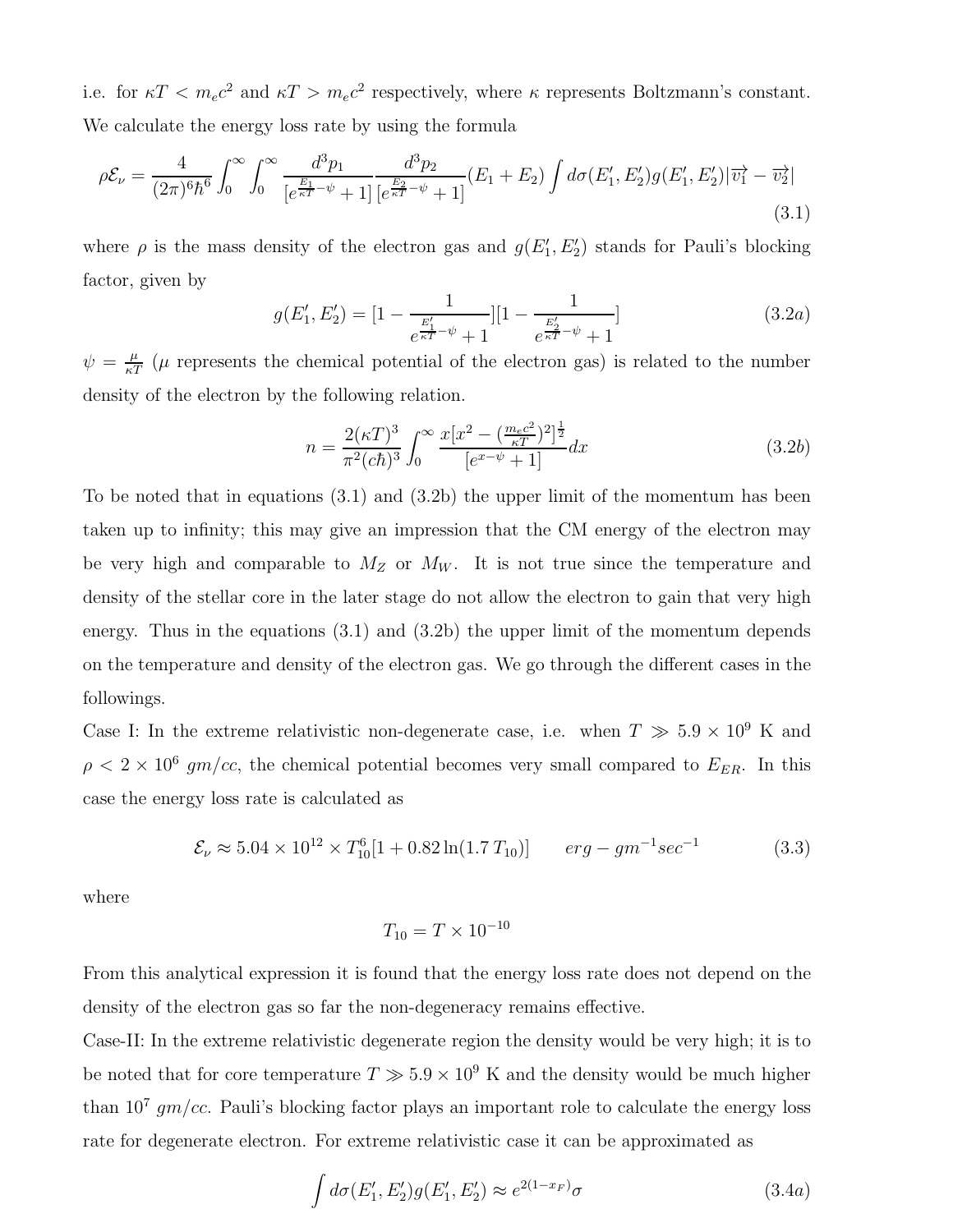i.e. for $\kappa T < m_e c^2$ and $\kappa T > m_e c^2$ respectively, where $\kappa$ represents Boltzmann's constant. We calculate the energy loss rate by using the formula

$$\rho \mathcal{E}_\nu = \frac{4}{(2\pi)^6 \hbar^6} \int_0^\infty \int_0^\infty \frac{d^3p_1}{[e^{\frac{E_1}{\kappa T} - \psi} + 1]} \frac{d^3p_2}{[e^{\frac{E_2}{\kappa T} - \psi} + 1]} (E_1 + E_2) \int d\sigma(E_1', E_2') g(E_1', E_2') |\vec{v_1} - \vec{v_2}| \tag{3.1}$$

where $\rho$ is the mass density of the electron gas and $g(E_1', E_2')$ stands for Pauli's blocking factor, given by

$$g(E_1', E_2') = [1 - \frac{1}{e^{\frac{E_1'}{\kappa T} - \psi} + 1}][1 - \frac{1}{e^{\frac{E_2'}{\kappa T} - \psi} + 1}] \tag{3.2a}$$

$\psi = \frac{\mu}{\kappa T}$ ($\mu$ represents the chemical potential of the electron gas) is related to the number density of the electron by the following relation.

$$n = \frac{2(\kappa T)^3}{\pi^2 (c\hbar)^3} \int_0^\infty \frac{x[x^2 - (\frac{m_e c^2}{\kappa T})^2]^{\frac{1}{2}}}{[e^{x-\psi} + 1]} dx \tag{3.2b}$$

To be noted that in equations (3.1) and (3.2b) the upper limit of the momentum has been taken up to infinity; this may give an impression that the CM energy of the electron may be very high and comparable to $M_Z$ or $M_W$. It is not true since the temperature and density of the stellar core in the later stage do not allow the electron to gain that very high energy. Thus in the equations (3.1) and (3.2b) the upper limit of the momentum depends on the temperature and density of the electron gas. We go through the different cases in the followings.

Case I: In the extreme relativistic non-degenerate case, i.e. when $T \gg 5.9 \times 10^9$ K and $\rho < 2 \times 10^6$ $gm/cc$, the chemical potential becomes very small compared to $E_{ER}$. In this case the energy loss rate is calculated as

$$\mathcal{E}_\nu \approx 5.04 \times 10^{12} \times T_{10}^6 [1 + 0.82 \ln(1.7\, T_{10})] \qquad erg - gm^{-1} sec^{-1} \tag{3.3}$$

where

$$T_{10} = T \times 10^{-10}$$

From this analytical expression it is found that the energy loss rate does not depend on the density of the electron gas so far the non-degeneracy remains effective.

Case-II: In the extreme relativistic degenerate region the density would be very high; it is to be noted that for core temperature $T \gg 5.9 \times 10^9$ K and the density would be much higher than $10^7$ $gm/cc$. Pauli's blocking factor plays an important role to calculate the energy loss rate for degenerate electron. For extreme relativistic case it can be approximated as

$$\int d\sigma(E_1', E_2') g(E_1', E_2') \approx e^{2(1-x_F)} \sigma \tag{3.4a}$$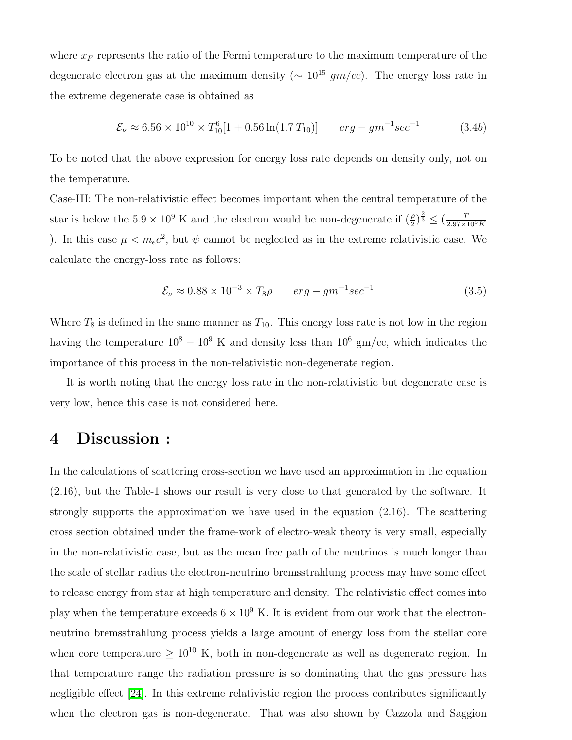where $x_F$ represents the ratio of the Fermi temperature to the maximum temperature of the degenerate electron gas at the maximum density ($\sim 10^{15}$ $gm/cc$). The energy loss rate in the extreme degenerate case is obtained as

$$\mathcal{E}_\nu \approx 6.56 \times 10^{10} \times T_{10}^6[1 + 0.56\ln(1.7\,T_{10})] \qquad erg - gm^{-1}sec^{-1} \tag{3.4b}$$

To be noted that the above expression for energy loss rate depends on density only, not on the temperature.

Case-III: The non-relativistic effect becomes important when the central temperature of the star is below the $5.9 \times 10^9$ K and the electron would be non-degenerate if $(\frac{\rho}{2})^{\frac{2}{3}} \leq (\frac{T}{2.97\times10^5 K})$. In this case $\mu < m_e c^2$, but $\psi$ cannot be neglected as in the extreme relativistic case. We calculate the energy-loss rate as follows:

$$\mathcal{E}_\nu \approx 0.88 \times 10^{-3} \times T_8 \rho \qquad erg - gm^{-1}sec^{-1} \tag{3.5}$$

Where $T_8$ is defined in the same manner as $T_{10}$. This energy loss rate is not low in the region having the temperature $10^8 - 10^9$ K and density less than $10^6$ gm/cc, which indicates the importance of this process in the non-relativistic non-degenerate region.

It is worth noting that the energy loss rate in the non-relativistic but degenerate case is very low, hence this case is not considered here.

# 4 Discussion :

In the calculations of scattering cross-section we have used an approximation in the equation (2.16), but the Table-1 shows our result is very close to that generated by the software. It strongly supports the approximation we have used in the equation (2.16). The scattering cross section obtained under the frame-work of electro-weak theory is very small, especially in the non-relativistic case, but as the mean free path of the neutrinos is much longer than the scale of stellar radius the electron-neutrino bremsstrahlung process may have some effect to release energy from star at high temperature and density. The relativistic effect comes into play when the temperature exceeds $6 \times 10^9$ K. It is evident from our work that the electron-neutrino bremsstrahlung process yields a large amount of energy loss from the stellar core when core temperature $\geq 10^{10}$ K, both in non-degenerate as well as degenerate region. In that temperature range the radiation pressure is so dominating that the gas pressure has negligible effect [24]. In this extreme relativistic region the process contributes significantly when the electron gas is non-degenerate. That was also shown by Cazzola and Saggion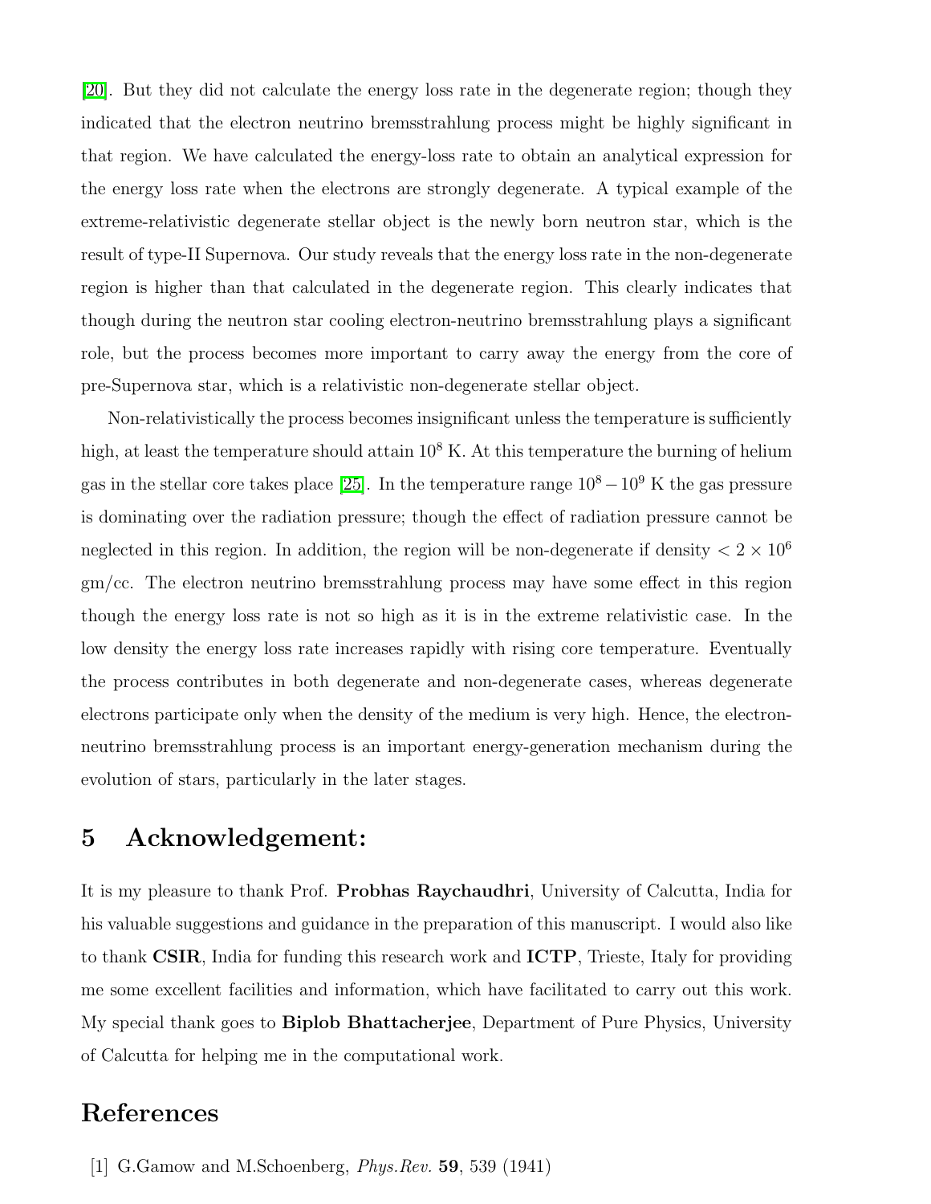[20]. But they did not calculate the energy loss rate in the degenerate region; though they indicated that the electron neutrino bremsstrahlung process might be highly significant in that region. We have calculated the energy-loss rate to obtain an analytical expression for the energy loss rate when the electrons are strongly degenerate. A typical example of the extreme-relativistic degenerate stellar object is the newly born neutron star, which is the result of type-II Supernova. Our study reveals that the energy loss rate in the non-degenerate region is higher than that calculated in the degenerate region. This clearly indicates that though during the neutron star cooling electron-neutrino bremsstrahlung plays a significant role, but the process becomes more important to carry away the energy from the core of pre-Supernova star, which is a relativistic non-degenerate stellar object.

Non-relativistically the process becomes insignificant unless the temperature is sufficiently high, at least the temperature should attain $10^8$ K. At this temperature the burning of helium gas in the stellar core takes place [25]. In the temperature range $10^8 - 10^9$ K the gas pressure is dominating over the radiation pressure; though the effect of radiation pressure cannot be neglected in this region. In addition, the region will be non-degenerate if density $< 2 \times 10^6$ gm/cc. The electron neutrino bremsstrahlung process may have some effect in this region though the energy loss rate is not so high as it is in the extreme relativistic case. In the low density the energy loss rate increases rapidly with rising core temperature. Eventually the process contributes in both degenerate and non-degenerate cases, whereas degenerate electrons participate only when the density of the medium is very high. Hence, the electron-neutrino bremsstrahlung process is an important energy-generation mechanism during the evolution of stars, particularly in the later stages.

## 5 Acknowledgement:

It is my pleasure to thank Prof. **Probhas Raychaudhri**, University of Calcutta, India for his valuable suggestions and guidance in the preparation of this manuscript. I would also like to thank **CSIR**, India for funding this research work and **ICTP**, Trieste, Italy for providing me some excellent facilities and information, which have facilitated to carry out this work. My special thank goes to **Biplob Bhattacherjee**, Department of Pure Physics, University of Calcutta for helping me in the computational work.

# References

[1] G.Gamow and M.Schoenberg, *Phys.Rev.* **59**, 539 (1941)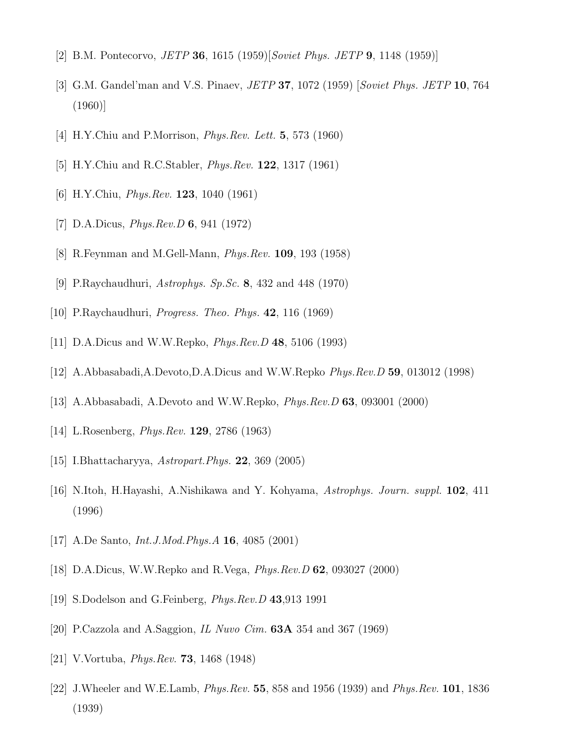[2] B.M. Pontecorvo, *JETP* **36**, 1615 (1959)[*Soviet Phys. JETP* **9**, 1148 (1959)]

[3] G.M. Gandel'man and V.S. Pinaev, *JETP* **37**, 1072 (1959) [*Soviet Phys. JETP* **10**, 764 (1960)]

[4] H.Y.Chiu and P.Morrison, *Phys.Rev. Lett.* **5**, 573 (1960)

[5] H.Y.Chiu and R.C.Stabler, *Phys.Rev.* **122**, 1317 (1961)

[6] H.Y.Chiu, *Phys.Rev.* **123**, 1040 (1961)

[7] D.A.Dicus, *Phys.Rev.D* **6**, 941 (1972)

[8] R.Feynman and M.Gell-Mann, *Phys.Rev.* **109**, 193 (1958)

[9] P.Raychaudhuri, *Astrophys. Sp.Sc.* **8**, 432 and 448 (1970)

[10] P.Raychaudhuri, *Progress. Theo. Phys.* **42**, 116 (1969)

[11] D.A.Dicus and W.W.Repko, *Phys.Rev.D* **48**, 5106 (1993)

[12] A.Abbasabadi,A.Devoto,D.A.Dicus and W.W.Repko *Phys.Rev.D* **59**, 013012 (1998)

[13] A.Abbasabadi, A.Devoto and W.W.Repko, *Phys.Rev.D* **63**, 093001 (2000)

[14] L.Rosenberg, *Phys.Rev.* **129**, 2786 (1963)

[15] I.Bhattacharyya, *Astropart.Phys.* **22**, 369 (2005)

[16] N.Itoh, H.Hayashi, A.Nishikawa and Y. Kohyama, *Astrophys. Journ. suppl.* **102**, 411 (1996)

[17] A.De Santo, *Int.J.Mod.Phys.A* **16**, 4085 (2001)

[18] D.A.Dicus, W.W.Repko and R.Vega, *Phys.Rev.D* **62**, 093027 (2000)

[19] S.Dodelson and G.Feinberg, *Phys.Rev.D* **43**,913 1991

[20] P.Cazzola and A.Saggion, *IL Nuvo Cim.* **63A** 354 and 367 (1969)

[21] V.Vortuba, *Phys.Rev.* **73**, 1468 (1948)

[22] J.Wheeler and W.E.Lamb, *Phys.Rev.* **55**, 858 and 1956 (1939) and *Phys.Rev.* **101**, 1836 (1939)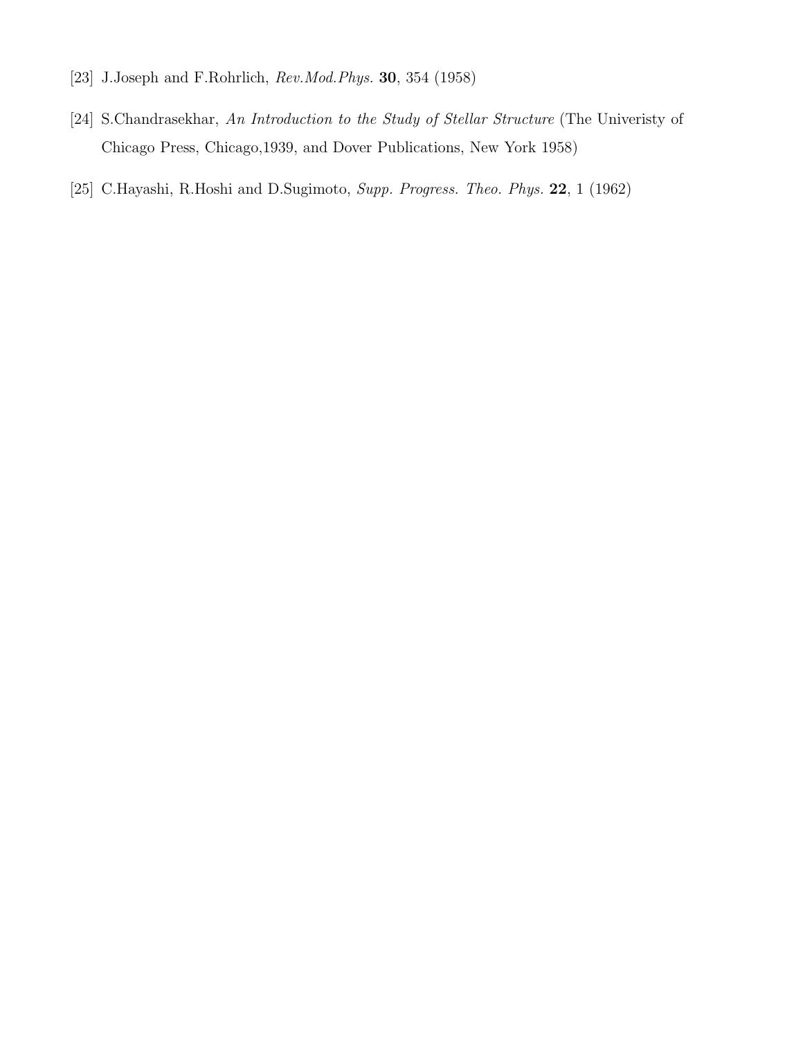[23] J.Joseph and F.Rohrlich, *Rev.Mod.Phys.* **30**, 354 (1958)

[24] S.Chandrasekhar, *An Introduction to the Study of Stellar Structure* (The Univeristy of Chicago Press, Chicago,1939, and Dover Publications, New York 1958)

[25] C.Hayashi, R.Hoshi and D.Sugimoto, *Supp. Progress. Theo. Phys.* **22**, 1 (1962)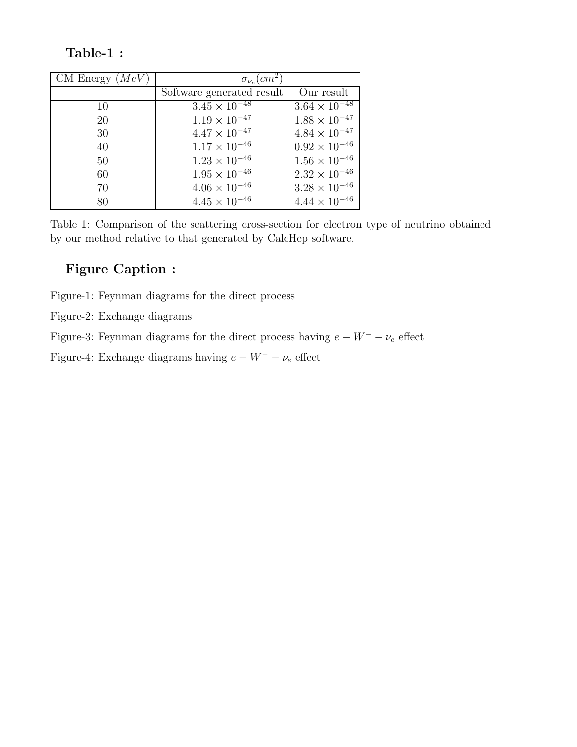**Table-1 :**

| CM Energy ($MeV$) | $\sigma_{\nu_e}(cm^2)$ | |
|---|---|---|
| | Software generated result | Our result |
| 10 | $3.45 \times 10^{-48}$ | $3.64 \times 10^{-48}$ |
| 20 | $1.19 \times 10^{-47}$ | $1.88 \times 10^{-47}$ |
| 30 | $4.47 \times 10^{-47}$ | $4.84 \times 10^{-47}$ |
| 40 | $1.17 \times 10^{-46}$ | $0.92 \times 10^{-46}$ |
| 50 | $1.23 \times 10^{-46}$ | $1.56 \times 10^{-46}$ |
| 60 | $1.95 \times 10^{-46}$ | $2.32 \times 10^{-46}$ |
| 70 | $4.06 \times 10^{-46}$ | $3.28 \times 10^{-46}$ |
| 80 | $4.45 \times 10^{-46}$ | $4.44 \times 10^{-46}$ |

Table 1: Comparison of the scattering cross-section for electron type of neutrino obtained by our method relative to that generated by CalcHep software.

**Figure Caption :**

Figure-1: Feynman diagrams for the direct process

Figure-2: Exchange diagrams

Figure-3: Feynman diagrams for the direct process having $e - W^{-} - \nu_e$ effect

Figure-4: Exchange diagrams having $e - W^{-} - \nu_e$ effect